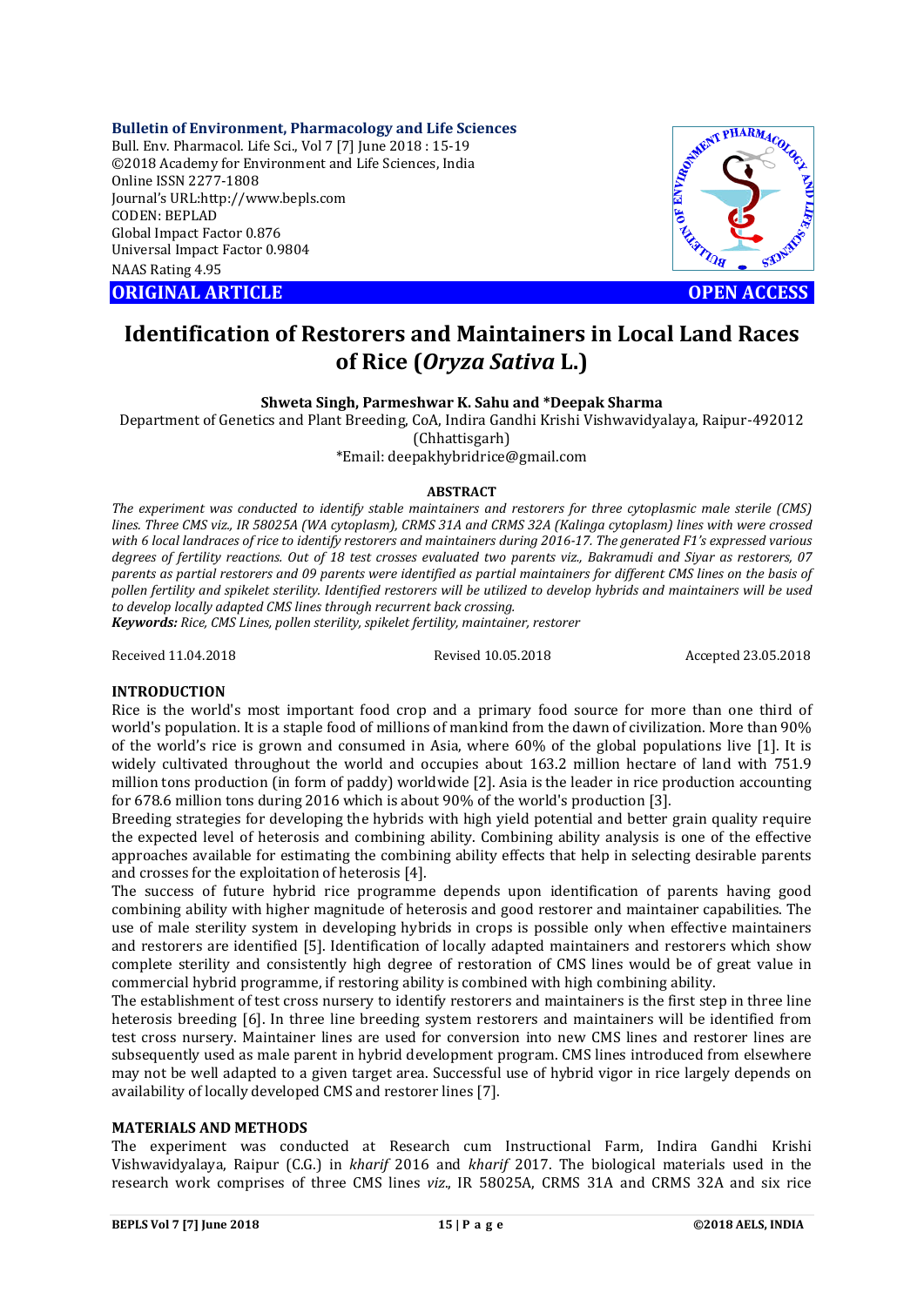**Bulletin of Environment, Pharmacology and Life Sciences**
Bull. Env. Pharmacol. Life Sci., Vol 7 [7] June 2018 : 15-19
©2018 Academy for Environment and Life Sciences, India
Online ISSN 2277-1808
Journal's URL:http://www.bepls.com
CODEN: BEPLAD
Global Impact Factor 0.876
Universal Impact Factor 0.9804
NAAS Rating 4.95

**ORIGINAL ARTICLE** **OPEN ACCESS**

# Identification of Restorers and Maintainers in Local Land Races of Rice (*Oryza Sativa* L.)

**Shweta Singh, Parmeshwar K. Sahu and \*Deepak Sharma**

Department of Genetics and Plant Breeding, CoA, Indira Gandhi Krishi Vishwavidyalaya, Raipur-492012 (Chhattisgarh)

\*Email: deepakhybridrice@gmail.com

## ABSTRACT

*The experiment was conducted to identify stable maintainers and restorers for three cytoplasmic male sterile (CMS) lines. Three CMS viz., IR 58025A (WA cytoplasm), CRMS 31A and CRMS 32A (Kalinga cytoplasm) lines with were crossed with 6 local landraces of rice to identify restorers and maintainers during 2016-17. The generated F1's expressed various degrees of fertility reactions. Out of 18 test crosses evaluated two parents viz., Bakramudi and Siyar as restorers, 07 parents as partial restorers and 09 parents were identified as partial maintainers for different CMS lines on the basis of pollen fertility and spikelet sterility. Identified restorers will be utilized to develop hybrids and maintainers will be used to develop locally adapted CMS lines through recurrent back crossing.*

***Keywords:*** *Rice, CMS Lines, pollen sterility, spikelet fertility, maintainer, restorer*

Received 11.04.2018 Revised 10.05.2018 Accepted 23.05.2018

## INTRODUCTION

Rice is the world's most important food crop and a primary food source for more than one third of world's population. It is a staple food of millions of mankind from the dawn of civilization. More than 90% of the world's rice is grown and consumed in Asia, where 60% of the global populations live [1]. It is widely cultivated throughout the world and occupies about 163.2 million hectare of land with 751.9 million tons production (in form of paddy) worldwide [2]. Asia is the leader in rice production accounting for 678.6 million tons during 2016 which is about 90% of the world's production [3].

Breeding strategies for developing the hybrids with high yield potential and better grain quality require the expected level of heterosis and combining ability. Combining ability analysis is one of the effective approaches available for estimating the combining ability effects that help in selecting desirable parents and crosses for the exploitation of heterosis [4].

The success of future hybrid rice programme depends upon identification of parents having good combining ability with higher magnitude of heterosis and good restorer and maintainer capabilities. The use of male sterility system in developing hybrids in crops is possible only when effective maintainers and restorers are identified [5]. Identification of locally adapted maintainers and restorers which show complete sterility and consistently high degree of restoration of CMS lines would be of great value in commercial hybrid programme, if restoring ability is combined with high combining ability.

The establishment of test cross nursery to identify restorers and maintainers is the first step in three line heterosis breeding [6]. In three line breeding system restorers and maintainers will be identified from test cross nursery. Maintainer lines are used for conversion into new CMS lines and restorer lines are subsequently used as male parent in hybrid development program. CMS lines introduced from elsewhere may not be well adapted to a given target area. Successful use of hybrid vigor in rice largely depends on availability of locally developed CMS and restorer lines [7].

## MATERIALS AND METHODS

The experiment was conducted at Research cum Instructional Farm, Indira Gandhi Krishi Vishwavidyalaya, Raipur (C.G.) in *kharif* 2016 and *kharif* 2017. The biological materials used in the research work comprises of three CMS lines *viz*., IR 58025A, CRMS 31A and CRMS 32A and six rice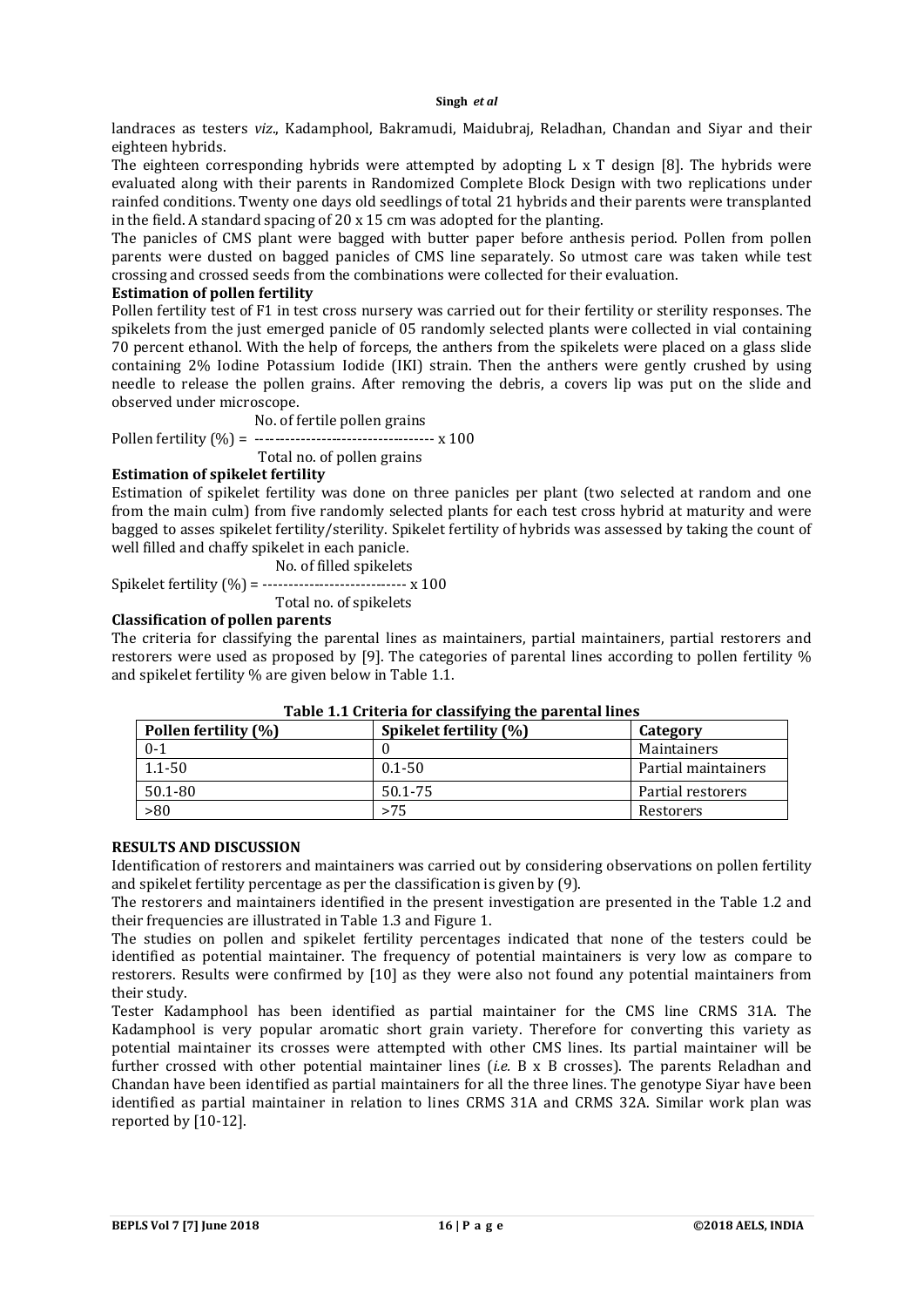landraces as testers *viz*., Kadamphool, Bakramudi, Maidubraj, Reladhan, Chandan and Siyar and their eighteen hybrids.

The eighteen corresponding hybrids were attempted by adopting L x T design [8]. The hybrids were evaluated along with their parents in Randomized Complete Block Design with two replications under rainfed conditions. Twenty one days old seedlings of total 21 hybrids and their parents were transplanted in the field. A standard spacing of 20 x 15 cm was adopted for the planting.

The panicles of CMS plant were bagged with butter paper before anthesis period. Pollen from pollen parents were dusted on bagged panicles of CMS line separately. So utmost care was taken while test crossing and crossed seeds from the combinations were collected for their evaluation.

**Estimation of pollen fertility**

Pollen fertility test of F1 in test cross nursery was carried out for their fertility or sterility responses. The spikelets from the just emerged panicle of 05 randomly selected plants were collected in vial containing 70 percent ethanol. With the help of forceps, the anthers from the spikelets were placed on a glass slide containing 2% Iodine Potassium Iodide (IKI) strain. Then the anthers were gently crushed by using needle to release the pollen grains. After removing the debris, a covers lip was put on the slide and observed under microscope.

$$\text{Pollen fertility (\%)} = \frac{\text{No. of fertile pollen grains}}{\text{Total no. of pollen grains}} \times 100$$

**Estimation of spikelet fertility**

Estimation of spikelet fertility was done on three panicles per plant (two selected at random and one from the main culm) from five randomly selected plants for each test cross hybrid at maturity and were bagged to asses spikelet fertility/sterility. Spikelet fertility of hybrids was assessed by taking the count of well filled and chaffy spikelet in each panicle.

$$\text{Spikelet fertility (\%)} = \frac{\text{No. of filled spikelets}}{\text{Total no. of spikelets}} \times 100$$

**Classification of pollen parents**

The criteria for classifying the parental lines as maintainers, partial maintainers, partial restorers and restorers were used as proposed by [9]. The categories of parental lines according to pollen fertility % and spikelet fertility % are given below in Table 1.1.

**Table 1.1 Criteria for classifying the parental lines**

| Pollen fertility (%) | Spikelet fertility (%) | Category |
|---|---|---|
| 0-1 | 0 | Maintainers |
| 1.1-50 | 0.1-50 | Partial maintainers |
| 50.1-80 | 50.1-75 | Partial restorers |
| >80 | >75 | Restorers |

**RESULTS AND DISCUSSION**

Identification of restorers and maintainers was carried out by considering observations on pollen fertility and spikelet fertility percentage as per the classification is given by (9).

The restorers and maintainers identified in the present investigation are presented in the Table 1.2 and their frequencies are illustrated in Table 1.3 and Figure 1.

The studies on pollen and spikelet fertility percentages indicated that none of the testers could be identified as potential maintainer. The frequency of potential maintainers is very low as compare to restorers. Results were confirmed by [10] as they were also not found any potential maintainers from their study.

Tester Kadamphool has been identified as partial maintainer for the CMS line CRMS 31A. The Kadamphool is very popular aromatic short grain variety. Therefore for converting this variety as potential maintainer its crosses were attempted with other CMS lines. Its partial maintainer will be further crossed with other potential maintainer lines (*i.e.* B x B crosses). The parents Reladhan and Chandan have been identified as partial maintainers for all the three lines. The genotype Siyar have been identified as partial maintainer in relation to lines CRMS 31A and CRMS 32A. Similar work plan was reported by [10-12].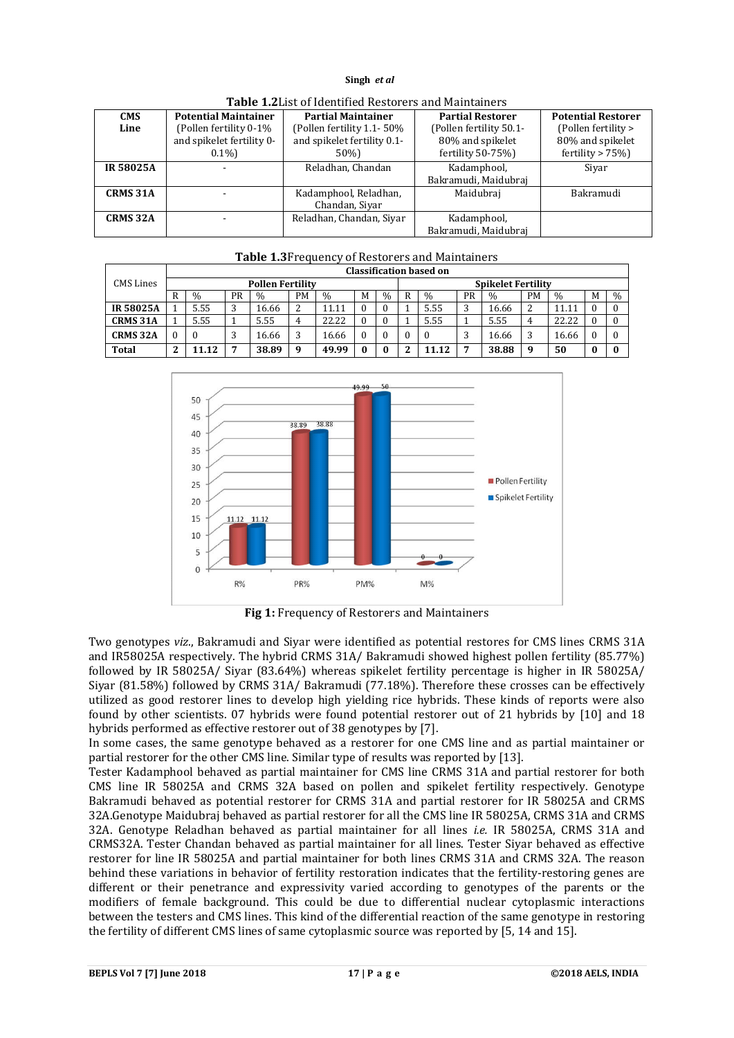**Table 1.2** List of Identified Restorers and Maintainers

| CMS Line | Potential Maintainer (Pollen fertility 0-1% and spikelet fertility 0-0.1%) | Partial Maintainer (Pollen fertility 1.1- 50% and spikelet fertility 0.1-50%) | Partial Restorer (Pollen fertility 50.1-80% and spikelet fertility 50-75%) | Potential Restorer (Pollen fertility > 80% and spikelet fertility > 75%) |
|---|---|---|---|---|
| **IR 58025A** | - | Reladhan, Chandan | Kadamphool, Bakramudi, Maidubraj | Siyar |
| **CRMS 31A** | - | Kadamphool, Reladhan, Chandan, Siyar | Maidubraj | Bakramudi |
| **CRMS 32A** | - | Reladhan, Chandan, Siyar | Kadamphool, Bakramudi, Maidubraj | |

**Table 1.3** Frequency of Restorers and Maintainers

| CMS Lines | Classification based on | | | | | | | | | | | | | | | |
|---|---|---|---|---|---|---|---|---|---|---|---|---|---|---|---|---|
| | **Pollen Fertility** | | | | | | | | **Spikelet Fertility** | | | | | | | |
| | R | % | PR | % | PM | % | M | % | R | % | PR | % | PM | % | M | % |
| **IR 58025A** | 1 | 5.55 | 3 | 16.66 | 2 | 11.11 | 0 | 0 | 1 | 5.55 | 3 | 16.66 | 2 | 11.11 | 0 | 0 |
| **CRMS 31A** | 1 | 5.55 | 1 | 5.55 | 4 | 22.22 | 0 | 0 | 1 | 5.55 | 1 | 5.55 | 4 | 22.22 | 0 | 0 |
| **CRMS 32A** | 0 | 0 | 3 | 16.66 | 3 | 16.66 | 0 | 0 | 0 | 0 | 3 | 16.66 | 3 | 16.66 | 0 | 0 |
| **Total** | **2** | **11.12** | **7** | **38.89** | **9** | **49.99** | **0** | **0** | **2** | **11.12** | **7** | **38.88** | **9** | **50** | **0** | **0** |

**Fig 1:** Frequency of Restorers and Maintainers

Two genotypes *viz.*, Bakramudi and Siyar were identified as potential restores for CMS lines CRMS 31A and IR58025A respectively. The hybrid CRMS 31A/ Bakramudi showed highest pollen fertility (85.77%) followed by IR 58025A/ Siyar (83.64%) whereas spikelet fertility percentage is higher in IR 58025A/ Siyar (81.58%) followed by CRMS 31A/ Bakramudi (77.18%). Therefore these crosses can be effectively utilized as good restorer lines to develop high yielding rice hybrids. These kinds of reports were also found by other scientists. 07 hybrids were found potential restorer out of 21 hybrids by [10] and 18 hybrids performed as effective restorer out of 38 genotypes by [7].

In some cases, the same genotype behaved as a restorer for one CMS line and as partial maintainer or partial restorer for the other CMS line. Similar type of results was reported by [13].

Tester Kadamphool behaved as partial maintainer for CMS line CRMS 31A and partial restorer for both CMS line IR 58025A and CRMS 32A based on pollen and spikelet fertility respectively. Genotype Bakramudi behaved as potential restorer for CRMS 31A and partial restorer for IR 58025A and CRMS 32A.Genotype Maidubraj behaved as partial restorer for all the CMS line IR 58025A, CRMS 31A and CRMS 32A. Genotype Reladhan behaved as partial maintainer for all lines *i.e.* IR 58025A, CRMS 31A and CRMS32A. Tester Chandan behaved as partial maintainer for all lines. Tester Siyar behaved as effective restorer for line IR 58025A and partial maintainer for both lines CRMS 31A and CRMS 32A. The reason behind these variations in behavior of fertility restoration indicates that the fertility-restoring genes are different or their penetrance and expressivity varied according to genotypes of the parents or the modifiers of female background. This could be due to differential nuclear cytoplasmic interactions between the testers and CMS lines. This kind of the differential reaction of the same genotype in restoring the fertility of different CMS lines of same cytoplasmic source was reported by [5, 14 and 15].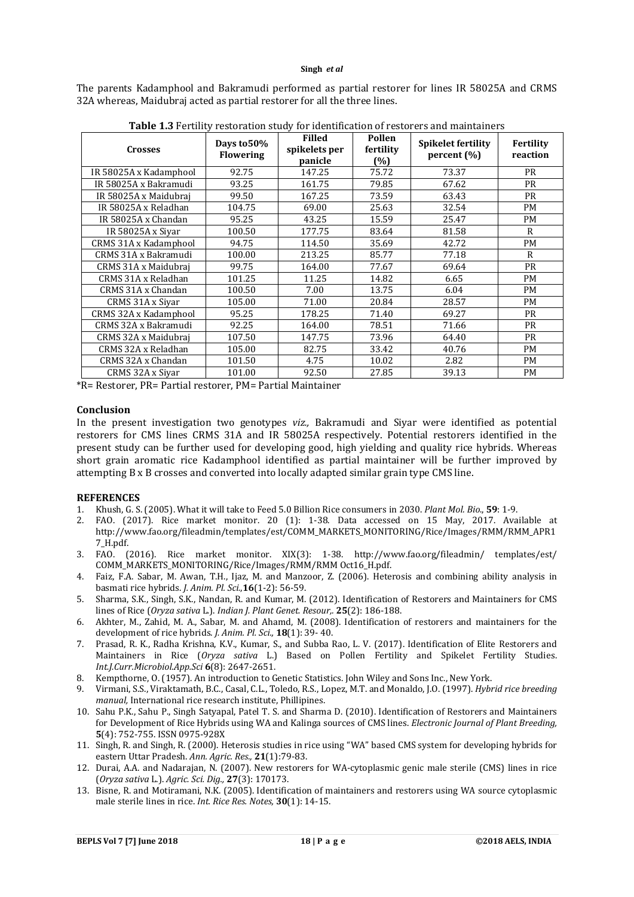The parents Kadamphool and Bakramudi performed as partial restorer for lines IR 58025A and CRMS 32A whereas, Maidubraj acted as partial restorer for all the three lines.

**Table 1.3** Fertility restoration study for identification of restorers and maintainers

| Crosses | Days to50% Flowering | Filled spikelets per panicle | Pollen fertility (%) | Spikelet fertility percent (%) | Fertility reaction |
|---|---|---|---|---|---|
| IR 58025A x Kadamphool | 92.75 | 147.25 | 75.72 | 73.37 | PR |
| IR 58025A x Bakramudi | 93.25 | 161.75 | 79.85 | 67.62 | PR |
| IR 58025A x Maidubraj | 99.50 | 167.25 | 73.59 | 63.43 | PR |
| IR 58025A x Reladhan | 104.75 | 69.00 | 25.63 | 32.54 | PM |
| IR 58025A x Chandan | 95.25 | 43.25 | 15.59 | 25.47 | PM |
| IR 58025A x Siyar | 100.50 | 177.75 | 83.64 | 81.58 | R |
| CRMS 31A x Kadamphool | 94.75 | 114.50 | 35.69 | 42.72 | PM |
| CRMS 31A x Bakramudi | 100.00 | 213.25 | 85.77 | 77.18 | R |
| CRMS 31A x Maidubraj | 99.75 | 164.00 | 77.67 | 69.64 | PR |
| CRMS 31A x Reladhan | 101.25 | 11.25 | 14.82 | 6.65 | PM |
| CRMS 31A x Chandan | 100.50 | 7.00 | 13.75 | 6.04 | PM |
| CRMS 31A x Siyar | 105.00 | 71.00 | 20.84 | 28.57 | PM |
| CRMS 32A x Kadamphool | 95.25 | 178.25 | 71.40 | 69.27 | PR |
| CRMS 32A x Bakramudi | 92.25 | 164.00 | 78.51 | 71.66 | PR |
| CRMS 32A x Maidubraj | 107.50 | 147.75 | 73.96 | 64.40 | PR |
| CRMS 32A x Reladhan | 105.00 | 82.75 | 33.42 | 40.76 | PM |
| CRMS 32A x Chandan | 101.50 | 4.75 | 10.02 | 2.82 | PM |
| CRMS 32A x Siyar | 101.00 | 92.50 | 27.85 | 39.13 | PM |

*R= Restorer, PR= Partial restorer, PM= Partial Maintainer

## Conclusion

In the present investigation two genotypes *viz.,* Bakramudi and Siyar were identified as potential restorers for CMS lines CRMS 31A and IR 58025A respectively. Potential restorers identified in the present study can be further used for developing good, high yielding and quality rice hybrids. Whereas short grain aromatic rice Kadamphool identified as partial maintainer will be further improved by attempting B x B crosses and converted into locally adapted similar grain type CMS line.

## REFERENCES

1. Khush, G. S. (2005). What it will take to Feed 5.0 Billion Rice consumers in 2030. *Plant Mol. Bio*., **59**: 1-9.
2. FAO. (2017). Rice market monitor. 20 (1): 1-38. Data accessed on 15 May, 2017. Available at http://www.fao.org/fileadmin/templates/est/COMM_MARKETS_MONITORING/Rice/Images/RMM/RMM_APR17_H.pdf.
3. FAO. (2016). Rice market monitor. XIX(3): 1-38. http://www.fao.org/fileadmin/ templates/est/ COMM_MARKETS_MONITORING/Rice/Images/RMM/RMM Oct16_H.pdf.
4. Faiz, F.A. Sabar, M. Awan, T.H., Ijaz, M. and Manzoor, Z. (2006). Heterosis and combining ability analysis in basmati rice hybrids. *J. Anim. Pl. Sci.,***16**(1-2): 56-59.
5. Sharma, S.K., Singh, S.K., Nandan, R. and Kumar, M. (2012). Identification of Restorers and Maintainers for CMS lines of Rice (*Oryza sativa* L.). *Indian J. Plant Genet. Resour,.* **25**(2): 186-188.
6. Akhter, M., Zahid, M. A., Sabar, M. and Ahamd, M. (2008). Identification of restorers and maintainers for the development of rice hybrids. *J. Anim. Pl. Sci.,* **18**(1): 39- 40.
7. Prasad, R. K., Radha Krishna, K.V., Kumar, S., and Subba Rao, L. V. (2017). Identification of Elite Restorers and Maintainers in Rice (*Oryza sativa* L.) Based on Pollen Fertility and Spikelet Fertility Studies. *Int.J.Curr.Microbiol.App.Sci* **6**(8): 2647-2651.
8. Kempthorne, O. (1957). An introduction to Genetic Statistics. John Wiley and Sons Inc., New York.
9. Virmani, S.S., Viraktamath, B.C., Casal, C.L., Toledo, R.S., Lopez, M.T. and Monaldo, J.O. (1997). *Hybrid rice breeding manual,* International rice research institute, Phillipines.
10. Sahu P.K., Sahu P., Singh Satyapal, Patel T. S. and Sharma D. (2010). Identification of Restorers and Maintainers for Development of Rice Hybrids using WA and Kalinga sources of CMS lines. *Electronic Journal of Plant Breeding,* **5**(4): 752-755. ISSN 0975-928X
11. Singh, R. and Singh, R. (2000). Heterosis studies in rice using "WA" based CMS system for developing hybrids for eastern Uttar Pradesh. *Ann. Agric. Res.,* **21**(1):79-83.
12. Durai, A.A. and Nadarajan, N. (2007). New restorers for WA-cytoplasmic genic male sterile (CMS) lines in rice (*Oryza sativa* L.). *Agric. Sci. Dig.,* **27**(3): 170173.
13. Bisne, R. and Motiramani, N.K. (2005). Identification of maintainers and restorers using WA source cytoplasmic male sterile lines in rice. *Int. Rice Res. Notes,* **30**(1): 14-15.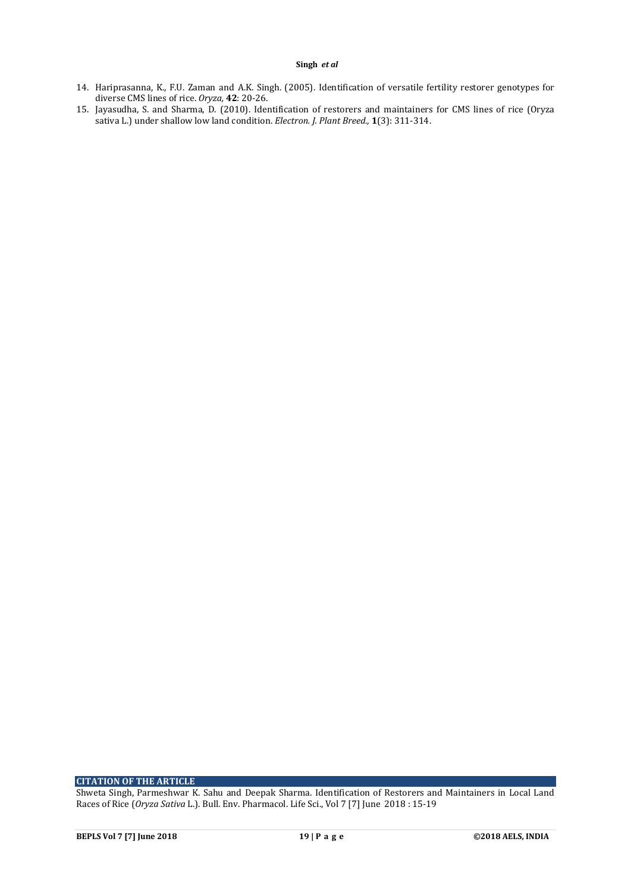14. Hariprasanna, K., F.U. Zaman and A.K. Singh. (2005). Identification of versatile fertility restorer genotypes for diverse CMS lines of rice. *Oryza,* **42**: 20-26.
15. Jayasudha, S. and Sharma, D. (2010). Identification of restorers and maintainers for CMS lines of rice (Oryza sativa L.) under shallow low land condition. *Electron. J. Plant Breed.,* **1**(3): 311-314.

**CITATION OF THE ARTICLE**

Shweta Singh, Parmeshwar K. Sahu and Deepak Sharma. Identification of Restorers and Maintainers in Local Land Races of Rice (*Oryza Sativa* L.). Bull. Env. Pharmacol. Life Sci., Vol 7 [7] June 2018 : 15-19